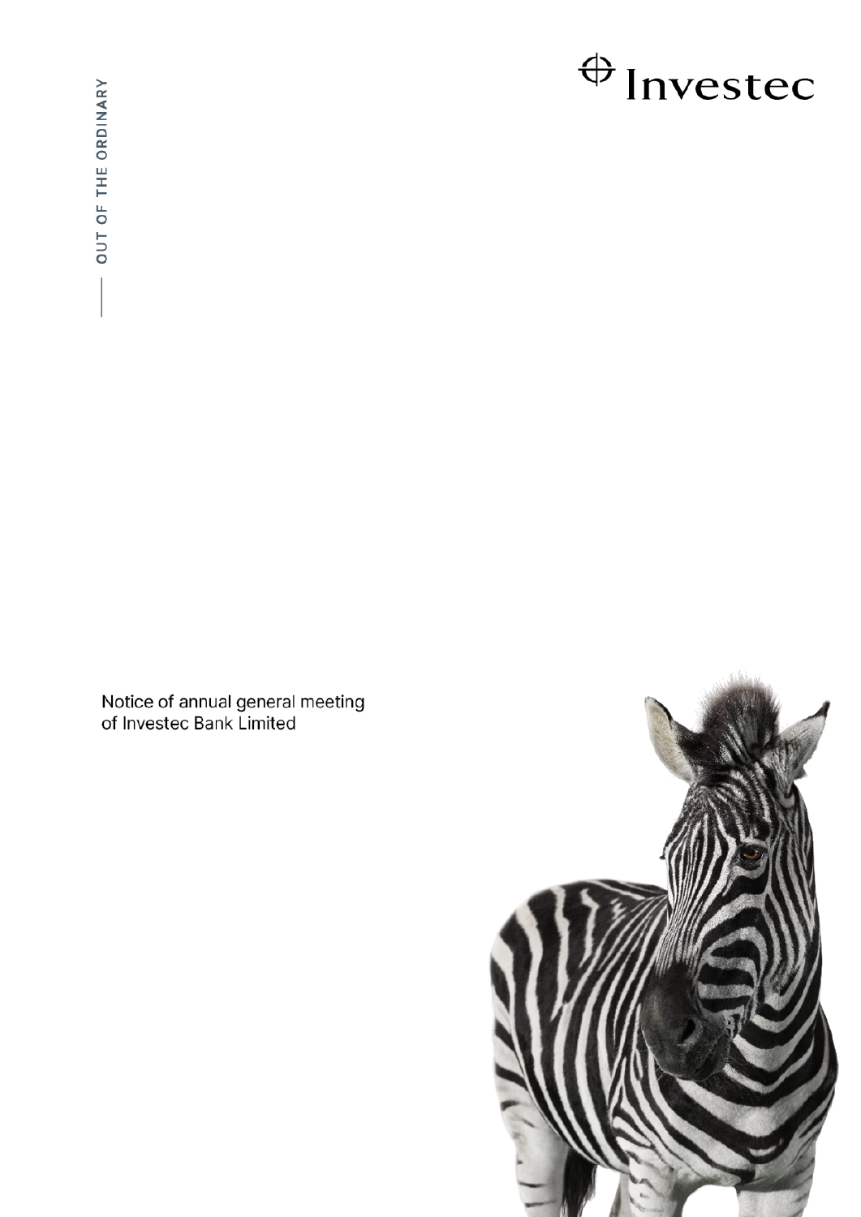OUT OF THE ORDINARY

Investec

Notice of annual general meeting
of Investec Bank Limited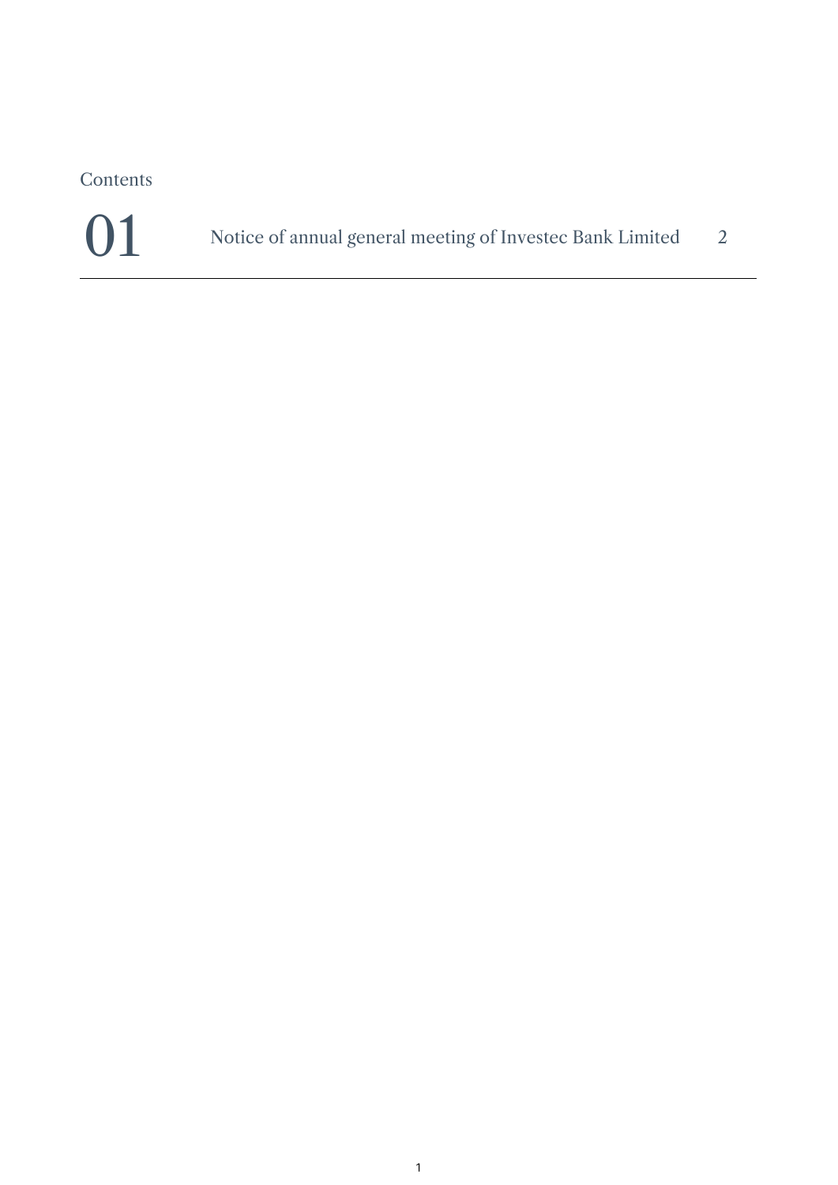Contents

| | | |
|---|---|---|
| 01 | Notice of annual general meeting of Investec Bank Limited | 2 |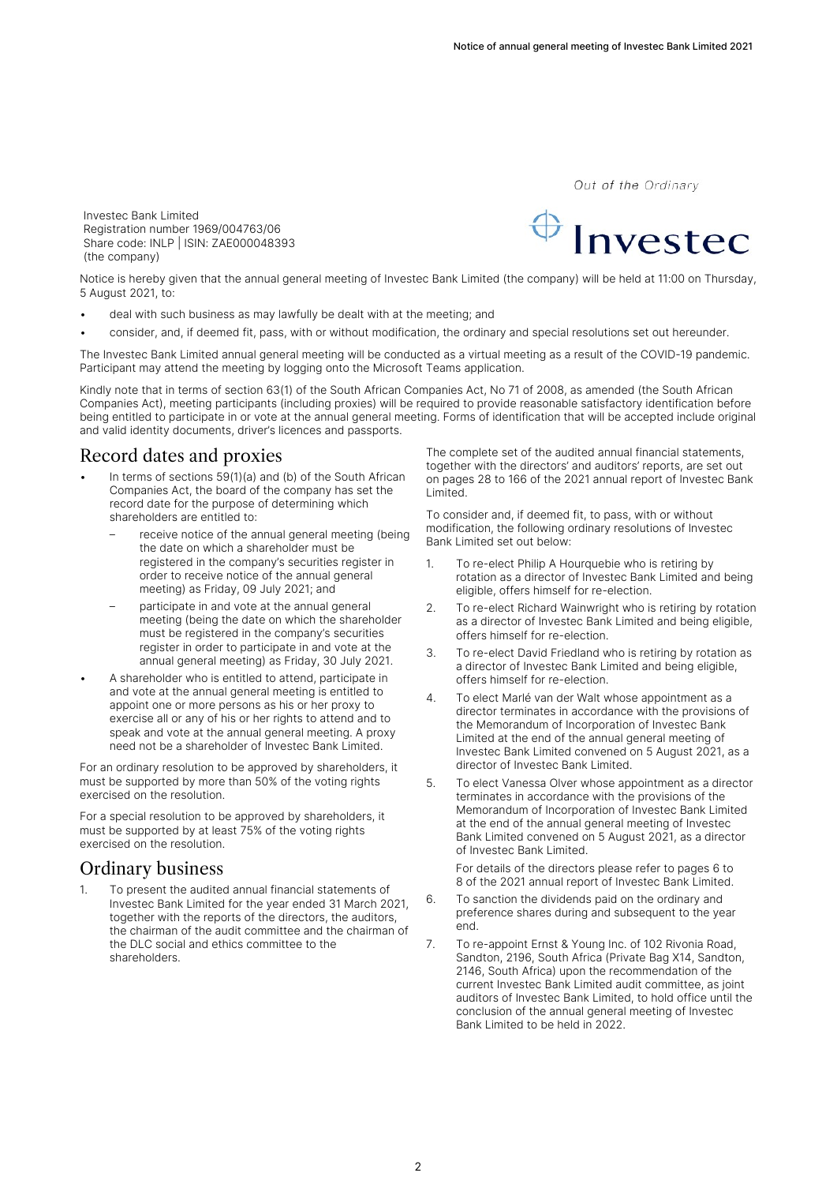Out of the Ordinary

Investec Bank Limited
Registration number 1969/004763/06
Share code: INLP | ISIN: ZAE000048393
(the company)

Notice is hereby given that the annual general meeting of Investec Bank Limited (the company) will be held at 11:00 on Thursday, 5 August 2021, to:

- deal with such business as may lawfully be dealt with at the meeting; and
- consider, and, if deemed fit, pass, with or without modification, the ordinary and special resolutions set out hereunder.

The Investec Bank Limited annual general meeting will be conducted as a virtual meeting as a result of the COVID-19 pandemic. Participant may attend the meeting by logging onto the Microsoft Teams application.

Kindly note that in terms of section 63(1) of the South African Companies Act, No 71 of 2008, as amended (the South African Companies Act), meeting participants (including proxies) will be required to provide reasonable satisfactory identification before being entitled to participate in or vote at the annual general meeting. Forms of identification that will be accepted include original and valid identity documents, driver's licences and passports.

## Record dates and proxies

- In terms of sections 59(1)(a) and (b) of the South African Companies Act, the board of the company has set the record date for the purpose of determining which shareholders are entitled to:
  - receive notice of the annual general meeting (being the date on which a shareholder must be registered in the company's securities register in order to receive notice of the annual general meeting) as Friday, 09 July 2021; and
  - participate in and vote at the annual general meeting (being the date on which the shareholder must be registered in the company's securities register in order to participate in and vote at the annual general meeting) as Friday, 30 July 2021.
- A shareholder who is entitled to attend, participate in and vote at the annual general meeting is entitled to appoint one or more persons as his or her proxy to exercise all or any of his or her rights to attend and to speak and vote at the annual general meeting. A proxy need not be a shareholder of Investec Bank Limited.

For an ordinary resolution to be approved by shareholders, it must be supported by more than 50% of the voting rights exercised on the resolution.

For a special resolution to be approved by shareholders, it must be supported by at least 75% of the voting rights exercised on the resolution.

## Ordinary business

1. To present the audited annual financial statements of Investec Bank Limited for the year ended 31 March 2021, together with the reports of the directors, the auditors, the chairman of the audit committee and the chairman of the DLC social and ethics committee to the shareholders.

The complete set of the audited annual financial statements, together with the directors' and auditors' reports, are set out on pages 28 to 166 of the 2021 annual report of Investec Bank Limited.

To consider and, if deemed fit, to pass, with or without modification, the following ordinary resolutions of Investec Bank Limited set out below:

1. To re-elect Philip A Hourquebie who is retiring by rotation as a director of Investec Bank Limited and being eligible, offers himself for re-election.
2. To re-elect Richard Wainwright who is retiring by rotation as a director of Investec Bank Limited and being eligible, offers himself for re-election.
3. To re-elect David Friedland who is retiring by rotation as a director of Investec Bank Limited and being eligible, offers himself for re-election.
4. To elect Marlé van der Walt whose appointment as a director terminates in accordance with the provisions of the Memorandum of Incorporation of Investec Bank Limited at the end of the annual general meeting of Investec Bank Limited convened on 5 August 2021, as a director of Investec Bank Limited.
5. To elect Vanessa Olver whose appointment as a director terminates in accordance with the provisions of the Memorandum of Incorporation of Investec Bank Limited at the end of the annual general meeting of Investec Bank Limited convened on 5 August 2021, as a director of Investec Bank Limited.

   For details of the directors please refer to pages 6 to 8 of the 2021 annual report of Investec Bank Limited.
6. To sanction the dividends paid on the ordinary and preference shares during and subsequent to the year end.
7. To re-appoint Ernst & Young Inc. of 102 Rivonia Road, Sandton, 2196, South Africa (Private Bag X14, Sandton, 2146, South Africa) upon the recommendation of the current Investec Bank Limited audit committee, as joint auditors of Investec Bank Limited, to hold office until the conclusion of the annual general meeting of Investec Bank Limited to be held in 2022.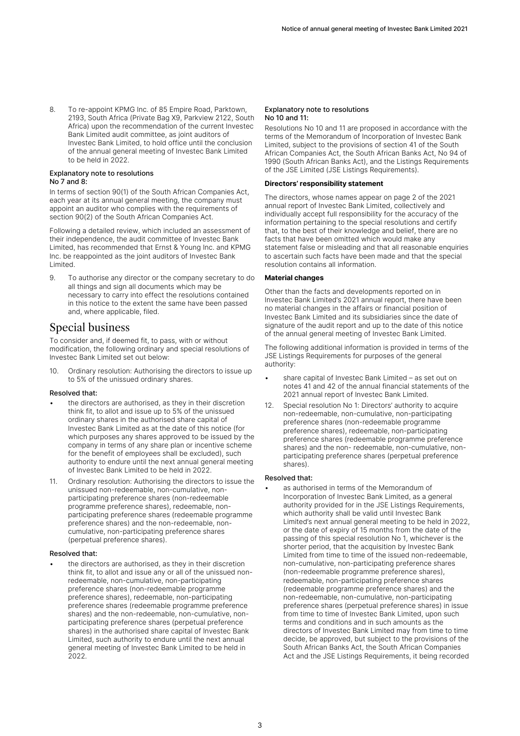8. To re-appoint KPMG Inc. of 85 Empire Road, Parktown, 2193, South Africa (Private Bag X9, Parkview 2122, South Africa) upon the recommendation of the current Investec Bank Limited audit committee, as joint auditors of Investec Bank Limited, to hold office until the conclusion of the annual general meeting of Investec Bank Limited to be held in 2022.

Explanatory note to resolutions No 7 and 8:

In terms of section 90(1) of the South African Companies Act, each year at its annual general meeting, the company must appoint an auditor who complies with the requirements of section 90(2) of the South African Companies Act.

Following a detailed review, which included an assessment of their independence, the audit committee of Investec Bank Limited, has recommended that Ernst & Young Inc. and KPMG Inc. be reappointed as the joint auditors of Investec Bank Limited.

9. To authorise any director or the company secretary to do all things and sign all documents which may be necessary to carry into effect the resolutions contained in this notice to the extent the same have been passed and, where applicable, filed.

## Special business

To consider and, if deemed fit, to pass, with or without modification, the following ordinary and special resolutions of Investec Bank Limited set out below:

10. Ordinary resolution: Authorising the directors to issue up to 5% of the unissued ordinary shares.

Resolved that:

- the directors are authorised, as they in their discretion think fit, to allot and issue up to 5% of the unissued ordinary shares in the authorised share capital of Investec Bank Limited as at the date of this notice (for which purposes any shares approved to be issued by the company in terms of any share plan or incentive scheme for the benefit of employees shall be excluded), such authority to endure until the next annual general meeting of Investec Bank Limited to be held in 2022.

11. Ordinary resolution: Authorising the directors to issue the unissued non-redeemable, non-cumulative, non-participating preference shares (non-redeemable programme preference shares), redeemable, non-participating preference shares (redeemable programme preference shares) and the non-redeemable, non-cumulative, non-participating preference shares (perpetual preference shares).

Resolved that:

- the directors are authorised, as they in their discretion think fit, to allot and issue any or all of the unissued non-redeemable, non-cumulative, non-participating preference shares (non-redeemable programme preference shares), redeemable, non-participating preference shares (redeemable programme preference shares) and the non-redeemable, non-cumulative, non-participating preference shares (perpetual preference shares) in the authorised share capital of Investec Bank Limited, such authority to endure until the next annual general meeting of Investec Bank Limited to be held in 2022.

Explanatory note to resolutions No 10 and 11:

Resolutions No 10 and 11 are proposed in accordance with the terms of the Memorandum of Incorporation of Investec Bank Limited, subject to the provisions of section 41 of the South African Companies Act, the South African Banks Act, No 94 of 1990 (South African Banks Act), and the Listings Requirements of the JSE Limited (JSE Listings Requirements).

**Directors' responsibility statement**

The directors, whose names appear on page 2 of the 2021 annual report of Investec Bank Limited, collectively and individually accept full responsibility for the accuracy of the information pertaining to the special resolutions and certify that, to the best of their knowledge and belief, there are no facts that have been omitted which would make any statement false or misleading and that all reasonable enquiries to ascertain such facts have been made and that the special resolution contains all information.

**Material changes**

Other than the facts and developments reported on in Investec Bank Limited's 2021 annual report, there have been no material changes in the affairs or financial position of Investec Bank Limited and its subsidiaries since the date of signature of the audit report and up to the date of this notice of the annual general meeting of Investec Bank Limited.

The following additional information is provided in terms of the JSE Listings Requirements for purposes of the general authority:

- share capital of Investec Bank Limited – as set out on notes 41 and 42 of the annual financial statements of the 2021 annual report of Investec Bank Limited.

12. Special resolution No 1: Directors' authority to acquire non-redeemable, non-cumulative, non-participating preference shares (non-redeemable programme preference shares), redeemable, non-participating preference shares (redeemable programme preference shares) and the non- redeemable, non-cumulative, non-participating preference shares (perpetual preference shares).

Resolved that:

- as authorised in terms of the Memorandum of Incorporation of Investec Bank Limited, as a general authority provided for in the JSE Listings Requirements, which authority shall be valid until Investec Bank Limited's next annual general meeting to be held in 2022, or the date of expiry of 15 months from the date of the passing of this special resolution No 1, whichever is the shorter period, that the acquisition by Investec Bank Limited from time to time of the issued non-redeemable, non-cumulative, non-participating preference shares (non-redeemable programme preference shares), redeemable, non-participating preference shares (redeemable programme preference shares) and the non-redeemable, non-cumulative, non-participating preference shares (perpetual preference shares) in issue from time to time of Investec Bank Limited, upon such terms and conditions and in such amounts as the directors of Investec Bank Limited may from time to time decide, be approved, but subject to the provisions of the South African Banks Act, the South African Companies Act and the JSE Listings Requirements, it being recorded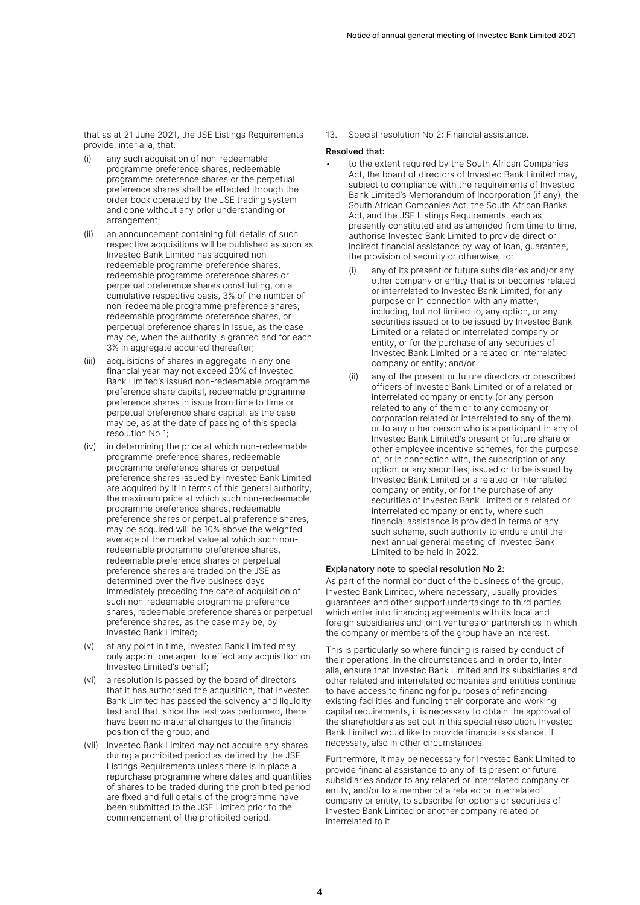that as at 21 June 2021, the JSE Listings Requirements provide, inter alia, that:

(i) any such acquisition of non-redeemable programme preference shares, redeemable programme preference shares or the perpetual preference shares shall be effected through the order book operated by the JSE trading system and done without any prior understanding or arrangement;

(ii) an announcement containing full details of such respective acquisitions will be published as soon as Investec Bank Limited has acquired non-redeemable programme preference shares, redeemable programme preference shares or perpetual preference shares constituting, on a cumulative respective basis, 3% of the number of non-redeemable programme preference shares, redeemable programme preference shares, or perpetual preference shares in issue, as the case may be, when the authority is granted and for each 3% in aggregate acquired thereafter;

(iii) acquisitions of shares in aggregate in any one financial year may not exceed 20% of Investec Bank Limited's issued non-redeemable programme preference share capital, redeemable programme preference shares in issue from time to time or perpetual preference share capital, as the case may be, as at the date of passing of this special resolution No 1;

(iv) in determining the price at which non-redeemable programme preference shares, redeemable programme preference shares or perpetual preference shares issued by Investec Bank Limited are acquired by it in terms of this general authority, the maximum price at which such non-redeemable programme preference shares, redeemable preference shares or perpetual preference shares, may be acquired will be 10% above the weighted average of the market value at which such non-redeemable programme preference shares, redeemable preference shares or perpetual preference shares are traded on the JSE as determined over the five business days immediately preceding the date of acquisition of such non-redeemable programme preference shares, redeemable preference shares or perpetual preference shares, as the case may be, by Investec Bank Limited;

(v) at any point in time, Investec Bank Limited may only appoint one agent to effect any acquisition on Investec Limited's behalf;

(vi) a resolution is passed by the board of directors that it has authorised the acquisition, that Investec Bank Limited has passed the solvency and liquidity test and that, since the test was performed, there have been no material changes to the financial position of the group; and

(vii) Investec Bank Limited may not acquire any shares during a prohibited period as defined by the JSE Listings Requirements unless there is in place a repurchase programme where dates and quantities of shares to be traded during the prohibited period are fixed and full details of the programme have been submitted to the JSE Limited prior to the commencement of the prohibited period.

13. Special resolution No 2: Financial assistance.

**Resolved that:**

- to the extent required by the South African Companies Act, the board of directors of Investec Bank Limited may, subject to compliance with the requirements of Investec Bank Limited's Memorandum of Incorporation (if any), the South African Companies Act, the South African Banks Act, and the JSE Listings Requirements, each as presently constituted and as amended from time to time, authorise Investec Bank Limited to provide direct or indirect financial assistance by way of loan, guarantee, the provision of security or otherwise, to:
  (i) any of its present or future subsidiaries and/or any other company or entity that is or becomes related or interrelated to Investec Bank Limited, for any purpose or in connection with any matter, including, but not limited to, any option, or any securities issued or to be issued by Investec Bank Limited or a related or interrelated company or entity, or for the purchase of any securities of Investec Bank Limited or a related or interrelated company or entity; and/or
  (ii) any of the present or future directors or prescribed officers of Investec Bank Limited or of a related or interrelated company or entity (or any person related to any of them or to any company or corporation related or interrelated to any of them), or to any other person who is a participant in any of Investec Bank Limited's present or future share or other employee incentive schemes, for the purpose of, or in connection with, the subscription of any option, or any securities, issued or to be issued by Investec Bank Limited or a related or interrelated company or entity, or for the purchase of any securities of Investec Bank Limited or a related or interrelated company or entity, where such financial assistance is provided in terms of any such scheme, such authority to endure until the next annual general meeting of Investec Bank Limited to be held in 2022.

**Explanatory note to special resolution No 2:**

As part of the normal conduct of the business of the group, Investec Bank Limited, where necessary, usually provides guarantees and other support undertakings to third parties which enter into financing agreements with its local and foreign subsidiaries and joint ventures or partnerships in which the company or members of the group have an interest.

This is particularly so where funding is raised by conduct of their operations. In the circumstances and in order to, inter alia, ensure that Investec Bank Limited and its subsidiaries and other related and interrelated companies and entities continue to have access to financing for purposes of refinancing existing facilities and funding their corporate and working capital requirements, it is necessary to obtain the approval of the shareholders as set out in this special resolution. Investec Bank Limited would like to provide financial assistance, if necessary, also in other circumstances.

Furthermore, it may be necessary for Investec Bank Limited to provide financial assistance to any of its present or future subsidiaries and/or to any related or interrelated company or entity, and/or to a member of a related or interrelated company or entity, to subscribe for options or securities of Investec Bank Limited or another company related or interrelated to it.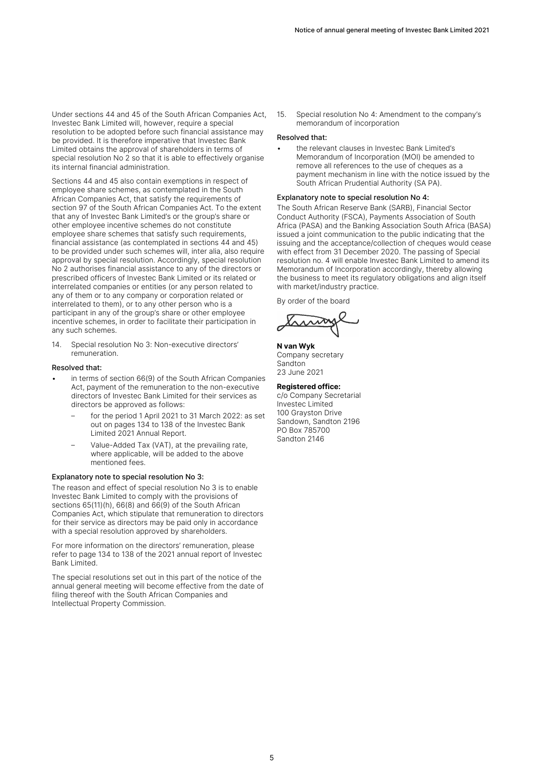Under sections 44 and 45 of the South African Companies Act, Investec Bank Limited will, however, require a special resolution to be adopted before such financial assistance may be provided. It is therefore imperative that Investec Bank Limited obtains the approval of shareholders in terms of special resolution No 2 so that it is able to effectively organise its internal financial administration.

Sections 44 and 45 also contain exemptions in respect of employee share schemes, as contemplated in the South African Companies Act, that satisfy the requirements of section 97 of the South African Companies Act. To the extent that any of Investec Bank Limited's or the group's share or other employee incentive schemes do not constitute employee share schemes that satisfy such requirements, financial assistance (as contemplated in sections 44 and 45) to be provided under such schemes will, inter alia, also require approval by special resolution. Accordingly, special resolution No 2 authorises financial assistance to any of the directors or prescribed officers of Investec Bank Limited or its related or interrelated companies or entities (or any person related to any of them or to any company or corporation related or interrelated to them), or to any other person who is a participant in any of the group's share or other employee incentive schemes, in order to facilitate their participation in any such schemes.

14. Special resolution No 3: Non-executive directors' remuneration.

**Resolved that:**

- in terms of section 66(9) of the South African Companies Act, payment of the remuneration to the non-executive directors of Investec Bank Limited for their services as directors be approved as follows:
  - for the period 1 April 2021 to 31 March 2022: as set out on pages 134 to 138 of the Investec Bank Limited 2021 Annual Report.
  - Value-Added Tax (VAT), at the prevailing rate, where applicable, will be added to the above mentioned fees.

**Explanatory note to special resolution No 3:**

The reason and effect of special resolution No 3 is to enable Investec Bank Limited to comply with the provisions of sections 65(11)(h), 66(8) and 66(9) of the South African Companies Act, which stipulate that remuneration to directors for their service as directors may be paid only in accordance with a special resolution approved by shareholders.

For more information on the directors' remuneration, please refer to page 134 to 138 of the 2021 annual report of Investec Bank Limited.

The special resolutions set out in this part of the notice of the annual general meeting will become effective from the date of filing thereof with the South African Companies and Intellectual Property Commission.

15. Special resolution No 4: Amendment to the company's memorandum of incorporation

**Resolved that:**

- the relevant clauses in Investec Bank Limited's Memorandum of Incorporation (MOI) be amended to remove all references to the use of cheques as a payment mechanism in line with the notice issued by the South African Prudential Authority (SA PA).

**Explanatory note to special resolution No 4:**

The South African Reserve Bank (SARB), Financial Sector Conduct Authority (FSCA), Payments Association of South Africa (PASA) and the Banking Association South Africa (BASA) issued a joint communication to the public indicating that the issuing and the acceptance/collection of cheques would cease with effect from 31 December 2020. The passing of Special resolution no. 4 will enable Investec Bank Limited to amend its Memorandum of Incorporation accordingly, thereby allowing the business to meet its regulatory obligations and align itself with market/industry practice.

By order of the board

**N van Wyk**
Company secretary
Sandton
23 June 2021

**Registered office:**
c/o Company Secretarial
Investec Limited
100 Grayston Drive
Sandown, Sandton 2196
PO Box 785700
Sandton 2146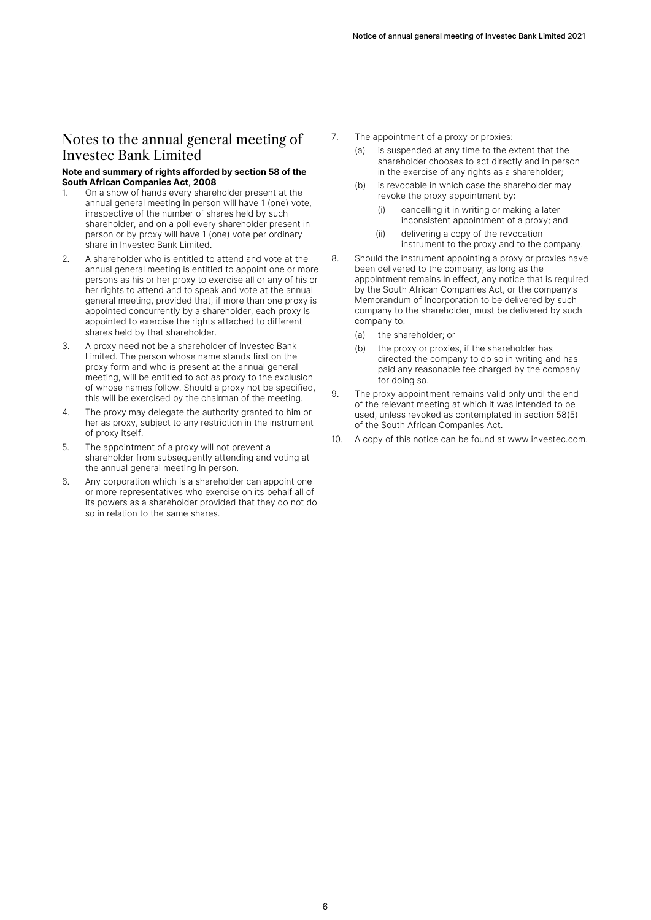# Notes to the annual general meeting of Investec Bank Limited

**Note and summary of rights afforded by section 58 of the South African Companies Act, 2008**

1. On a show of hands every shareholder present at the annual general meeting in person will have 1 (one) vote, irrespective of the number of shares held by such shareholder, and on a poll every shareholder present in person or by proxy will have 1 (one) vote per ordinary share in Investec Bank Limited.
2. A shareholder who is entitled to attend and vote at the annual general meeting is entitled to appoint one or more persons as his or her proxy to exercise all or any of his or her rights to attend and to speak and vote at the annual general meeting, provided that, if more than one proxy is appointed concurrently by a shareholder, each proxy is appointed to exercise the rights attached to different shares held by that shareholder.
3. A proxy need not be a shareholder of Investec Bank Limited. The person whose name stands first on the proxy form and who is present at the annual general meeting, will be entitled to act as proxy to the exclusion of whose names follow. Should a proxy not be specified, this will be exercised by the chairman of the meeting.
4. The proxy may delegate the authority granted to him or her as proxy, subject to any restriction in the instrument of proxy itself.
5. The appointment of a proxy will not prevent a shareholder from subsequently attending and voting at the annual general meeting in person.
6. Any corporation which is a shareholder can appoint one or more representatives who exercise on its behalf all of its powers as a shareholder provided that they do not do so in relation to the same shares.
7. The appointment of a proxy or proxies:
   - (a) is suspended at any time to the extent that the shareholder chooses to act directly and in person in the exercise of any rights as a shareholder;
   - (b) is revocable in which case the shareholder may revoke the proxy appointment by:
     - (i) cancelling it in writing or making a later inconsistent appointment of a proxy; and
     - (ii) delivering a copy of the revocation instrument to the proxy and to the company.
8. Should the instrument appointing a proxy or proxies have been delivered to the company, as long as the appointment remains in effect, any notice that is required by the South African Companies Act, or the company's Memorandum of Incorporation to be delivered by such company to the shareholder, must be delivered by such company to:
   - (a) the shareholder; or
   - (b) the proxy or proxies, if the shareholder has directed the company to do so in writing and has paid any reasonable fee charged by the company for doing so.
9. The proxy appointment remains valid only until the end of the relevant meeting at which it was intended to be used, unless revoked as contemplated in section 58(5) of the South African Companies Act.
10. A copy of this notice can be found at www.investec.com.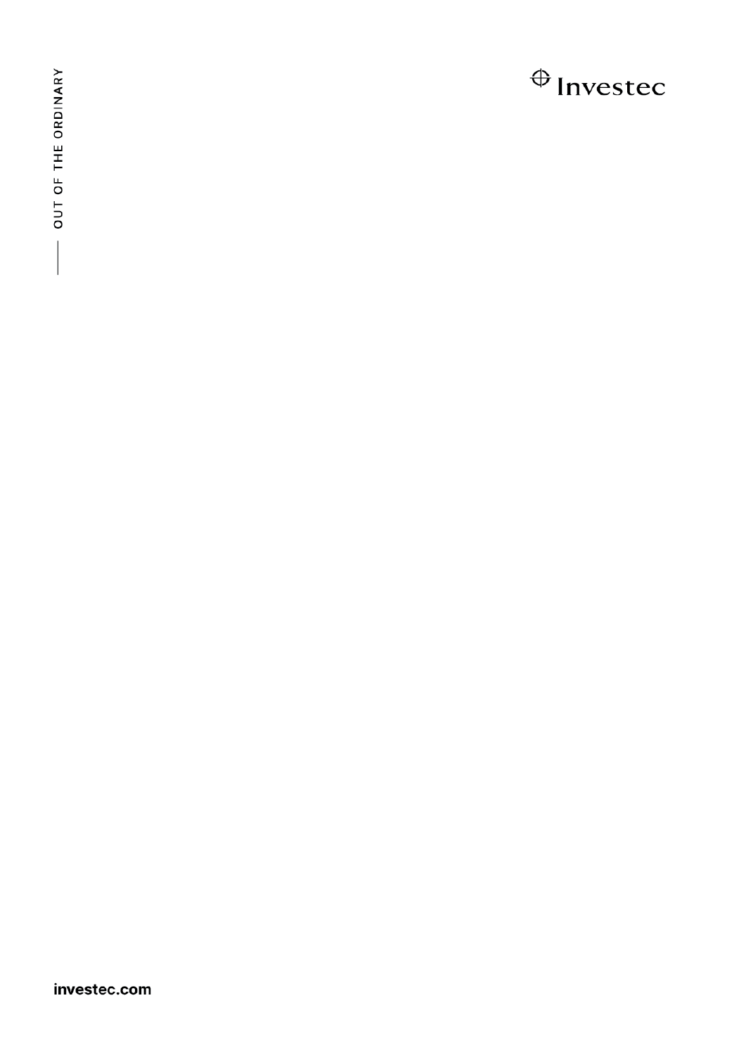OUT OF THE ORDINARY

Investec

investec.com